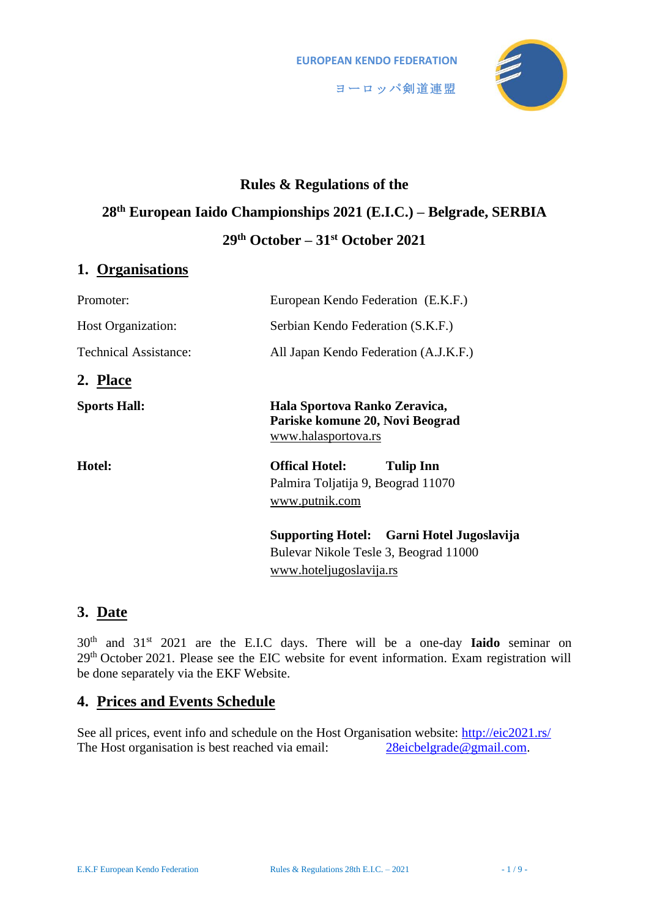EUROPEAN KENDO FEDERATION

ヨーロッパ剣道連盟

**Rules & Regulations of the**

# 28th European Iaido Championships 2021 (E.I.C.) – Belgrade, SERBIA

**29th October – 31st October 2021**

## 1. Organisations

| | |
|---|---|
| Promoter: | European Kendo Federation (E.K.F.) |
| Host Organization: | Serbian Kendo Federation (S.K.F.) |
| Technical Assistance: | All Japan Kendo Federation (A.J.K.F.) |

## 2. Place

**Sports Hall:**

**Hala Sportova Ranko Zeravica,**
**Pariske komune 20, Novi Beograd**
www.halasportova.rs

**Hotel:**

**Offical Hotel: Tulip Inn**
Palmira Toljatija 9, Beograd 11070
www.putnik.com

**Supporting Hotel: Garni Hotel Jugoslavija**
Bulevar Nikole Tesle 3, Beograd 11000
www.hoteljugoslavija.rs

## 3. Date

30th and 31st 2021 are the E.I.C days. There will be a one-day **Iaido** seminar on 29th October 2021. Please see the EIC website for event information. Exam registration will be done separately via the EKF Website.

## 4. Prices and Events Schedule

See all prices, event info and schedule on the Host Organisation website: http://eic2021.rs/
The Host organisation is best reached via email: 28eicbelgrade@gmail.com.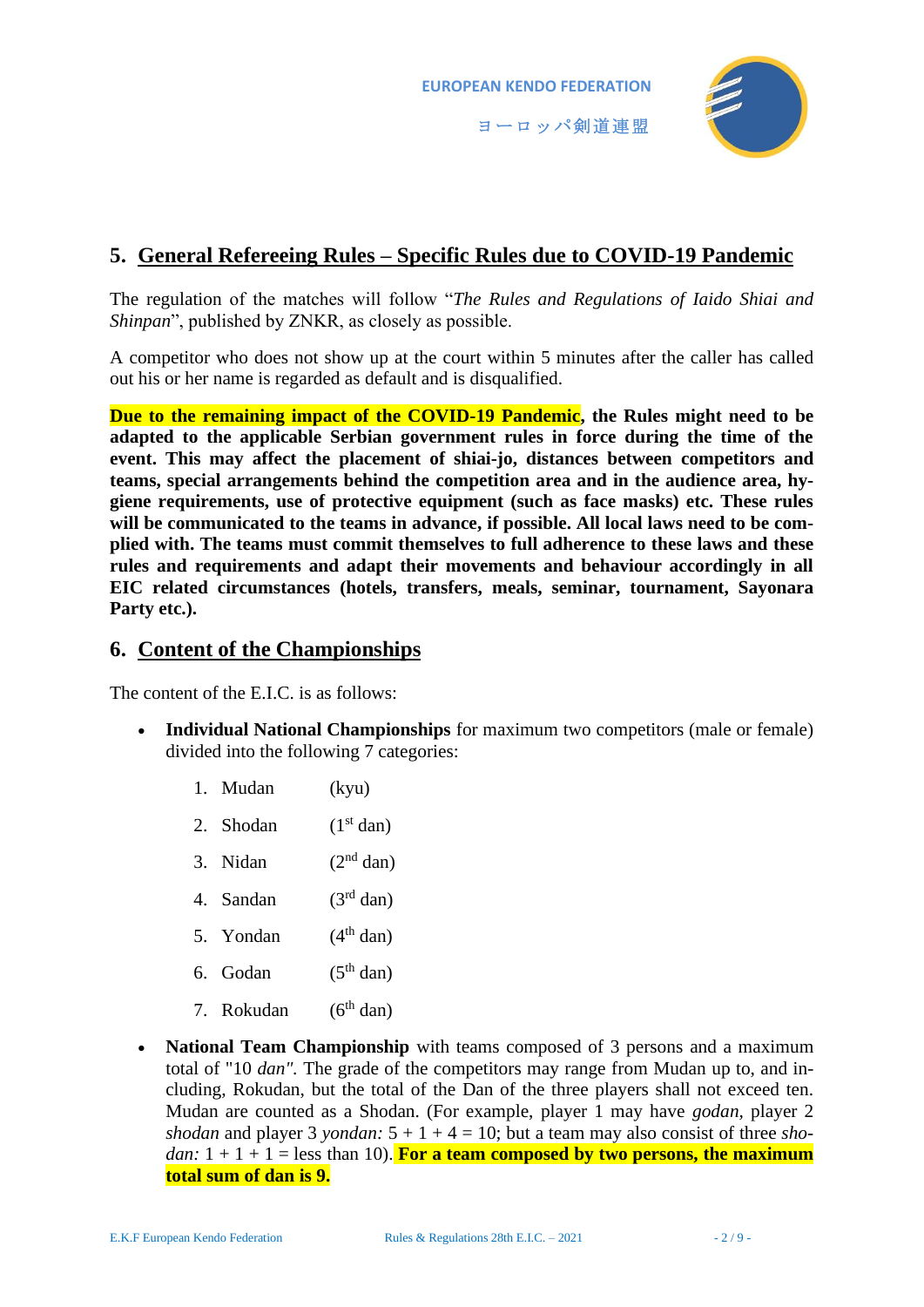## 5. General Refereeing Rules – Specific Rules due to COVID-19 Pandemic

The regulation of the matches will follow "*The Rules and Regulations of Iaido Shiai and Shinpan*", published by ZNKR, as closely as possible.

A competitor who does not show up at the court within 5 minutes after the caller has called out his or her name is regarded as default and is disqualified.

**Due to the remaining impact of the COVID-19 Pandemic, the Rules might need to be adapted to the applicable Serbian government rules in force during the time of the event. This may affect the placement of shiai-jo, distances between competitors and teams, special arrangements behind the competition area and in the audience area, hygiene requirements, use of protective equipment (such as face masks) etc. These rules will be communicated to the teams in advance, if possible. All local laws need to be complied with. The teams must commit themselves to full adherence to these laws and these rules and requirements and adapt their movements and behaviour accordingly in all EIC related circumstances (hotels, transfers, meals, seminar, tournament, Sayonara Party etc.).**

## 6. Content of the Championships

The content of the E.I.C. is as follows:

- **Individual National Championships** for maximum two competitors (male or female) divided into the following 7 categories:
  1. Mudan (kyu)
  2. Shodan (1st dan)
  3. Nidan (2nd dan)
  4. Sandan (3rd dan)
  5. Yondan (4th dan)
  6. Godan (5th dan)
  7. Rokudan (6th dan)
- **National Team Championship** with teams composed of 3 persons and a maximum total of "10 *dan"*. The grade of the competitors may range from Mudan up to, and including, Rokudan, but the total of the Dan of the three players shall not exceed ten. Mudan are counted as a Shodan. (For example, player 1 may have *godan*, player 2 *shodan* and player 3 *yondan:* 5 + 1 + 4 = 10; but a team may also consist of three *shodan:* 1 + 1 + 1 = less than 10). **For a team composed by two persons, the maximum total sum of dan is 9.**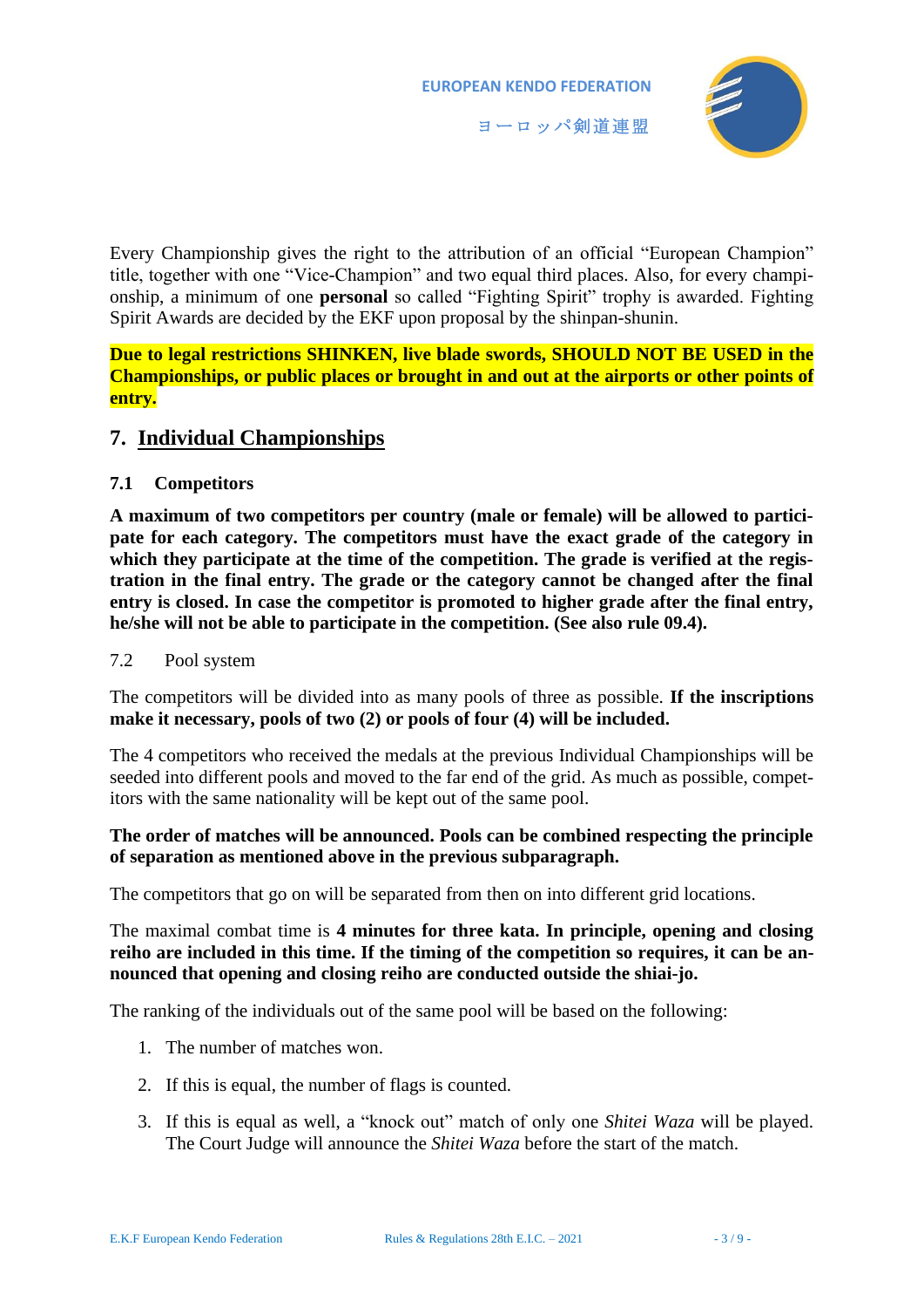Every Championship gives the right to the attribution of an official “European Champion” title, together with one “Vice-Champion” and two equal third places. Also, for every championship, a minimum of one **personal** so called “Fighting Spirit” trophy is awarded. Fighting Spirit Awards are decided by the EKF upon proposal by the shinpan-shunin.

**Due to legal restrictions SHINKEN, live blade swords, SHOULD NOT BE USED in the Championships, or public places or brought in and out at the airports or other points of entry.**

## 7. Individual Championships

### 7.1 Competitors

**A maximum of two competitors per country (male or female) will be allowed to participate for each category. The competitors must have the exact grade of the category in which they participate at the time of the competition. The grade is verified at the registration in the final entry. The grade or the category cannot be changed after the final entry is closed. In case the competitor is promoted to higher grade after the final entry, he/she will not be able to participate in the competition. (See also rule 09.4).**

### 7.2 Pool system

The competitors will be divided into as many pools of three as possible. **If the inscriptions make it necessary, pools of two (2) or pools of four (4) will be included.**

The 4 competitors who received the medals at the previous Individual Championships will be seeded into different pools and moved to the far end of the grid. As much as possible, competitors with the same nationality will be kept out of the same pool.

**The order of matches will be announced. Pools can be combined respecting the principle of separation as mentioned above in the previous subparagraph.**

The competitors that go on will be separated from then on into different grid locations.

The maximal combat time is **4 minutes for three kata. In principle, opening and closing reiho are included in this time. If the timing of the competition so requires, it can be announced that opening and closing reiho are conducted outside the shiai-jo.**

The ranking of the individuals out of the same pool will be based on the following:

1. The number of matches won.
2. If this is equal, the number of flags is counted.
3. If this is equal as well, a “knock out” match of only one *Shitei Waza* will be played. The Court Judge will announce the *Shitei Waza* before the start of the match.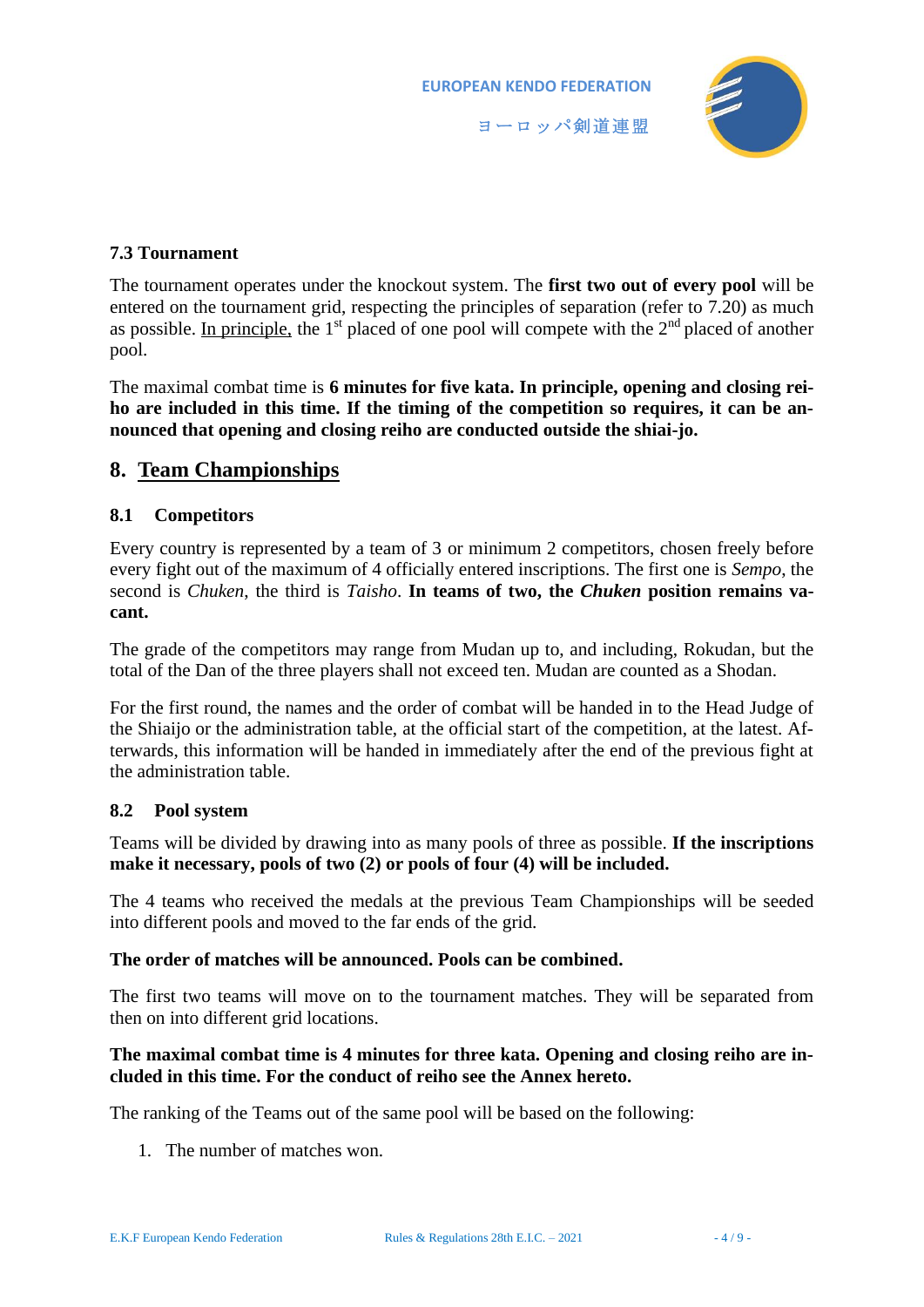### 7.3 Tournament

The tournament operates under the knockout system. The **first two out of every pool** will be entered on the tournament grid, respecting the principles of separation (refer to 7.20) as much as possible. In principle, the 1st placed of one pool will compete with the 2nd placed of another pool.

The maximal combat time is **6 minutes for five kata. In principle, opening and closing rei-ho are included in this time. If the timing of the competition so requires, it can be announced that opening and closing reiho are conducted outside the shiai-jo.**

## 8. Team Championships

### 8.1 Competitors

Every country is represented by a team of 3 or minimum 2 competitors, chosen freely before every fight out of the maximum of 4 officially entered inscriptions. The first one is *Sempo*, the second is *Chuken*, the third is *Taisho*. **In teams of two, the *Chuken* position remains vacant.**

The grade of the competitors may range from Mudan up to, and including, Rokudan, but the total of the Dan of the three players shall not exceed ten. Mudan are counted as a Shodan.

For the first round, the names and the order of combat will be handed in to the Head Judge of the Shiaijo or the administration table, at the official start of the competition, at the latest. Afterwards, this information will be handed in immediately after the end of the previous fight at the administration table.

### 8.2 Pool system

Teams will be divided by drawing into as many pools of three as possible. **If the inscriptions make it necessary, pools of two (2) or pools of four (4) will be included.**

The 4 teams who received the medals at the previous Team Championships will be seeded into different pools and moved to the far ends of the grid.

**The order of matches will be announced. Pools can be combined.**

The first two teams will move on to the tournament matches. They will be separated from then on into different grid locations.

**The maximal combat time is 4 minutes for three kata. Opening and closing reiho are included in this time. For the conduct of reiho see the Annex hereto.**

The ranking of the Teams out of the same pool will be based on the following:

1. The number of matches won.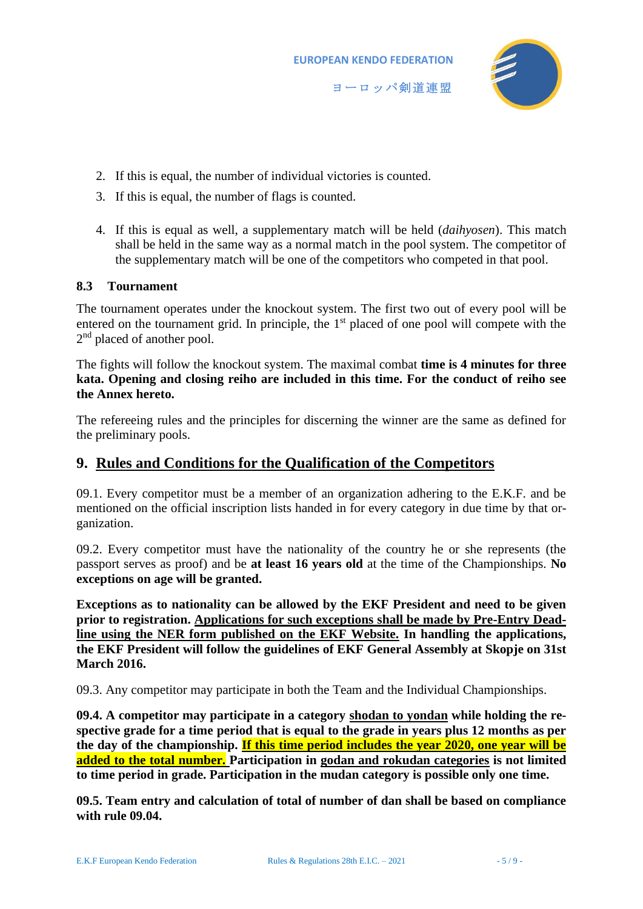2. If this is equal, the number of individual victories is counted.
3. If this is equal, the number of flags is counted.
4. If this is equal as well, a supplementary match will be held (*daihyosen*). This match shall be held in the same way as a normal match in the pool system. The competitor of the supplementary match will be one of the competitors who competed in that pool.

### 8.3 Tournament

The tournament operates under the knockout system. The first two out of every pool will be entered on the tournament grid. In principle, the 1st placed of one pool will compete with the 2nd placed of another pool.

The fights will follow the knockout system. The maximal combat **time is 4 minutes for three kata. Opening and closing reiho are included in this time. For the conduct of reiho see the Annex hereto.**

The refereeing rules and the principles for discerning the winner are the same as defined for the preliminary pools.

## 9. Rules and Conditions for the Qualification of the Competitors

09.1. Every competitor must be a member of an organization adhering to the E.K.F. and be mentioned on the official inscription lists handed in for every category in due time by that organization.

09.2. Every competitor must have the nationality of the country he or she represents (the passport serves as proof) and be **at least 16 years old** at the time of the Championships. **No exceptions on age will be granted.**

**Exceptions as to nationality can be allowed by the EKF President and need to be given prior to registration. Applications for such exceptions shall be made by Pre-Entry Deadline using the NER form published on the EKF Website. In handling the applications, the EKF President will follow the guidelines of EKF General Assembly at Skopje on 31st March 2016.**

09.3. Any competitor may participate in both the Team and the Individual Championships.

**09.4. A competitor may participate in a category shodan to yondan while holding the respective grade for a time period that is equal to the grade in years plus 12 months as per the day of the championship. If this time period includes the year 2020, one year will be added to the total number. Participation in godan and rokudan categories is not limited to time period in grade. Participation in the mudan category is possible only one time.**

**09.5. Team entry and calculation of total of number of dan shall be based on compliance with rule 09.04.**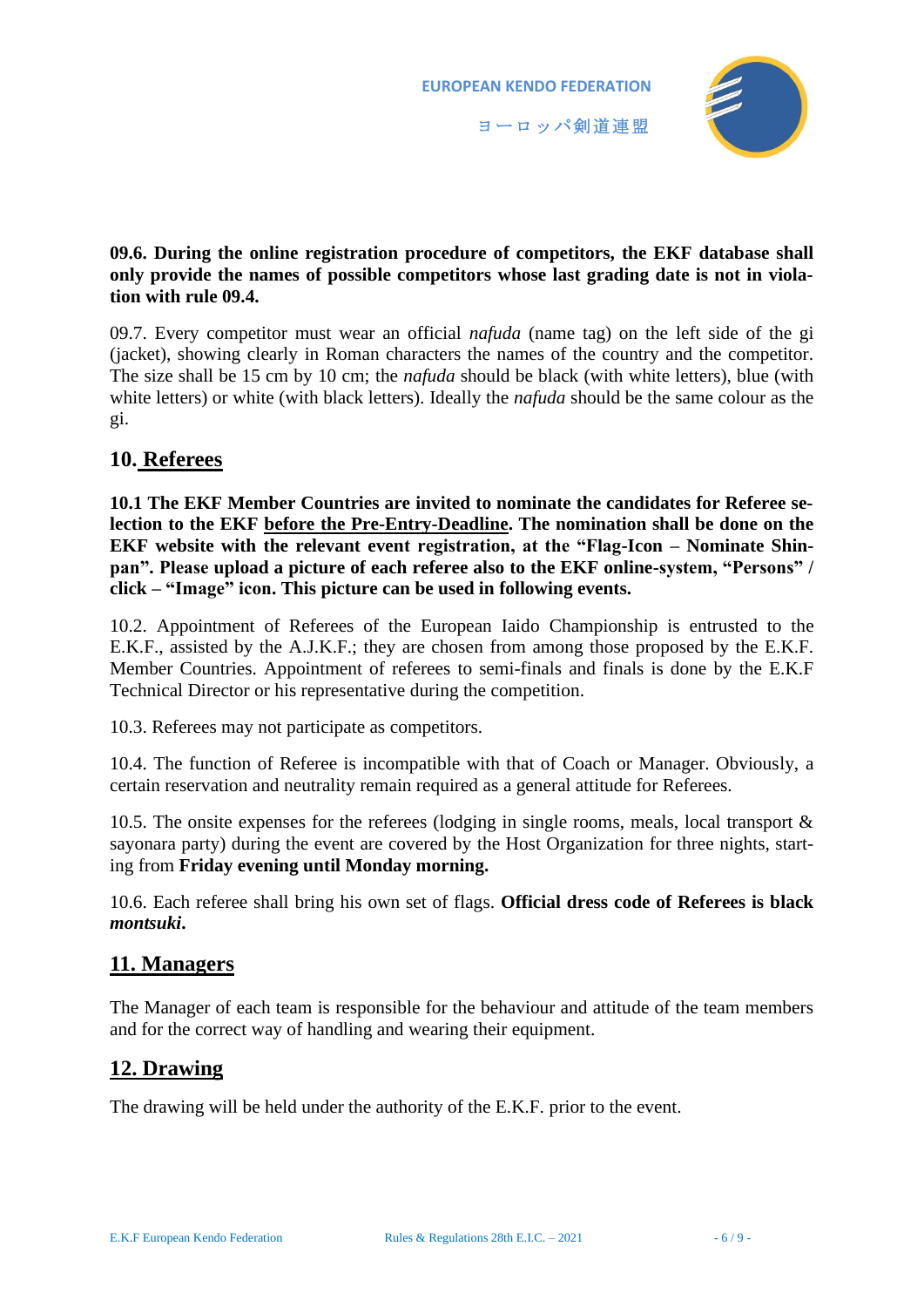**09.6. During the online registration procedure of competitors, the EKF database shall only provide the names of possible competitors whose last grading date is not in violation with rule 09.4.**

09.7. Every competitor must wear an official *nafuda* (name tag) on the left side of the gi (jacket), showing clearly in Roman characters the names of the country and the competitor. The size shall be 15 cm by 10 cm; the *nafuda* should be black (with white letters), blue (with white letters) or white (with black letters). Ideally the *nafuda* should be the same colour as the gi.

## 10. Referees

**10.1 The EKF Member Countries are invited to nominate the candidates for Referee selection to the EKF before the Pre-Entry-Deadline. The nomination shall be done on the EKF website with the relevant event registration, at the "Flag-Icon – Nominate Shinpan". Please upload a picture of each referee also to the EKF online-system, "Persons" / click – "Image" icon. This picture can be used in following events.**

10.2. Appointment of Referees of the European Iaido Championship is entrusted to the E.K.F., assisted by the A.J.K.F.; they are chosen from among those proposed by the E.K.F. Member Countries. Appointment of referees to semi-finals and finals is done by the E.K.F Technical Director or his representative during the competition.

10.3. Referees may not participate as competitors.

10.4. The function of Referee is incompatible with that of Coach or Manager. Obviously, a certain reservation and neutrality remain required as a general attitude for Referees.

10.5. The onsite expenses for the referees (lodging in single rooms, meals, local transport & sayonara party) during the event are covered by the Host Organization for three nights, starting from **Friday evening until Monday morning.**

10.6. Each referee shall bring his own set of flags. **Official dress code of Referees is black *montsuki*.**

## 11. Managers

The Manager of each team is responsible for the behaviour and attitude of the team members and for the correct way of handling and wearing their equipment.

## 12. Drawing

The drawing will be held under the authority of the E.K.F. prior to the event.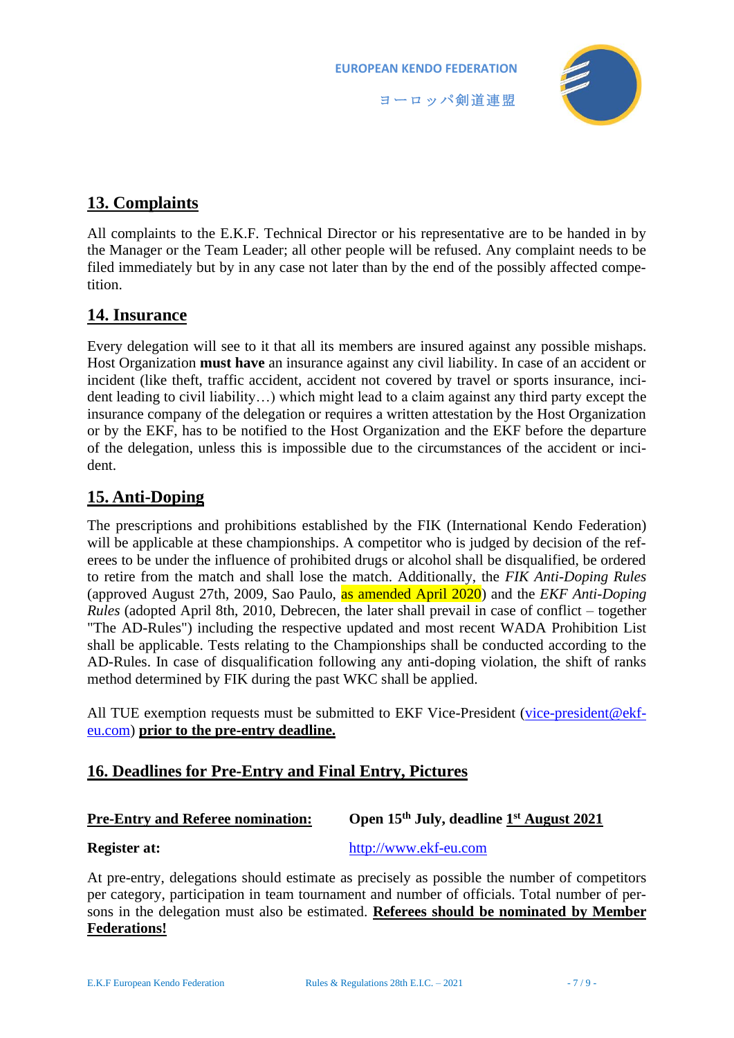## 13. Complaints

All complaints to the E.K.F. Technical Director or his representative are to be handed in by the Manager or the Team Leader; all other people will be refused. Any complaint needs to be filed immediately but by in any case not later than by the end of the possibly affected competition.

## 14. Insurance

Every delegation will see to it that all its members are insured against any possible mishaps. Host Organization **must have** an insurance against any civil liability. In case of an accident or incident (like theft, traffic accident, accident not covered by travel or sports insurance, incident leading to civil liability…) which might lead to a claim against any third party except the insurance company of the delegation or requires a written attestation by the Host Organization or by the EKF, has to be notified to the Host Organization and the EKF before the departure of the delegation, unless this is impossible due to the circumstances of the accident or incident.

## 15. Anti-Doping

The prescriptions and prohibitions established by the FIK (International Kendo Federation) will be applicable at these championships. A competitor who is judged by decision of the referees to be under the influence of prohibited drugs or alcohol shall be disqualified, be ordered to retire from the match and shall lose the match. Additionally, the *FIK Anti-Doping Rules* (approved August 27th, 2009, Sao Paulo, as amended April 2020) and the *EKF Anti-Doping Rules* (adopted April 8th, 2010, Debrecen, the later shall prevail in case of conflict – together "The AD-Rules") including the respective updated and most recent WADA Prohibition List shall be applicable. Tests relating to the Championships shall be conducted according to the AD-Rules. In case of disqualification following any anti-doping violation, the shift of ranks method determined by FIK during the past WKC shall be applied.

All TUE exemption requests must be submitted to EKF Vice-President (vice-president@ekf-eu.com) **prior to the pre-entry deadline.**

## 16. Deadlines for Pre-Entry and Final Entry, Pictures

**Pre-Entry and Referee nomination:** **Open 15th July, deadline 1st August 2021**

**Register at:** http://www.ekf-eu.com

At pre-entry, delegations should estimate as precisely as possible the number of competitors per category, participation in team tournament and number of officials. Total number of persons in the delegation must also be estimated. **Referees should be nominated by Member Federations!**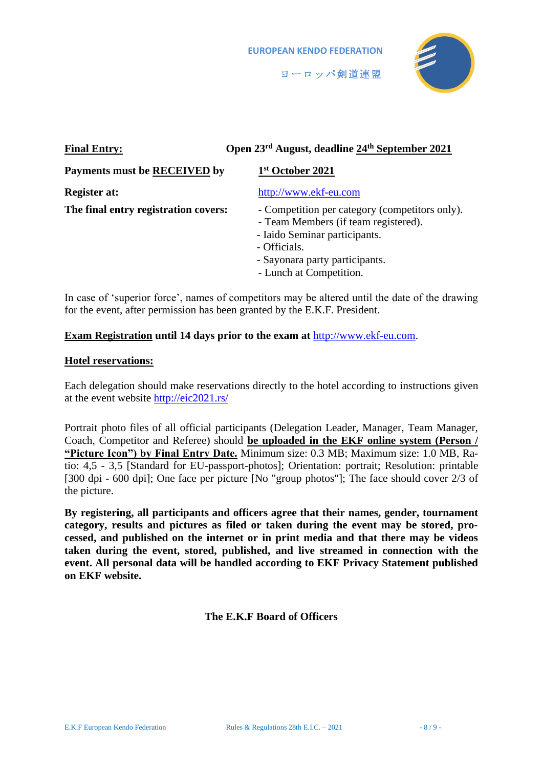**Final Entry:** **Open 23rd August, deadline 24th September 2021**

**Payments must be RECEIVED by** **1st October 2021**

**Register at:** http://www.ekf-eu.com

**The final entry registration covers:**

- Competition per category (competitors only).
- Team Members (if team registered).
- Iaido Seminar participants.
- Officials.
- Sayonara party participants.
- Lunch at Competition.

In case of 'superior force', names of competitors may be altered until the date of the drawing for the event, after permission has been granted by the E.K.F. President.

**Exam Registration until 14 days prior to the exam at** http://www.ekf-eu.com.

**Hotel reservations:**

Each delegation should make reservations directly to the hotel according to instructions given at the event website http://eic2021.rs/

Portrait photo files of all official participants (Delegation Leader, Manager, Team Manager, Coach, Competitor and Referee) should **be uploaded in the EKF online system (Person / "Picture Icon") by Final Entry Date.** Minimum size: 0.3 MB; Maximum size: 1.0 MB, Ratio: 4,5 - 3,5 [Standard for EU-passport-photos]; Orientation: portrait; Resolution: printable [300 dpi - 600 dpi]; One face per picture [No "group photos"]; The face should cover 2/3 of the picture.

**By registering, all participants and officers agree that their names, gender, tournament category, results and pictures as filed or taken during the event may be stored, processed, and published on the internet or in print media and that there may be videos taken during the event, stored, published, and live streamed in connection with the event. All personal data will be handled according to EKF Privacy Statement published on EKF website.**

**The E.K.F Board of Officers**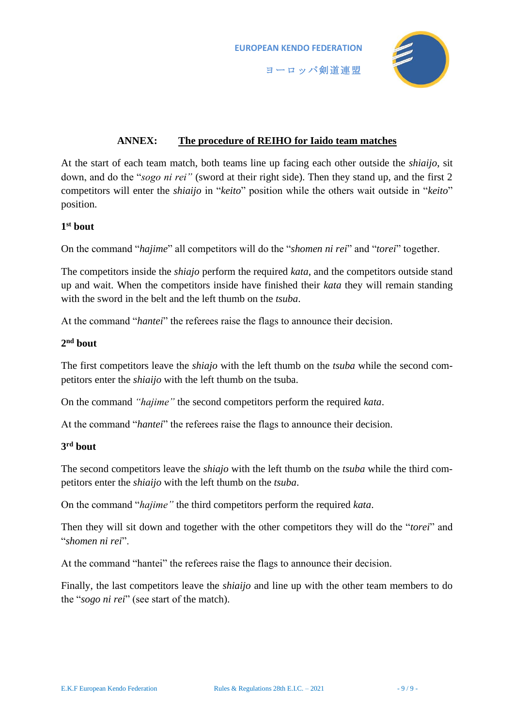## ANNEX: The procedure of REIHO for Iaido team matches

At the start of each team match, both teams line up facing each other outside the *shiaijo*, sit down, and do the "*sogo ni rei"* (sword at their right side). Then they stand up, and the first 2 competitors will enter the *shiaijo* in "*keito*" position while the others wait outside in "*keito*" position.

**1st bout**

On the command "*hajime*" all competitors will do the "*shomen ni rei*" and "*torei*" together.

The competitors inside the *shiajo* perform the required *kata*, and the competitors outside stand up and wait. When the competitors inside have finished their *kata* they will remain standing with the sword in the belt and the left thumb on the *tsuba*.

At the command "*hantei*" the referees raise the flags to announce their decision.

**2nd bout**

The first competitors leave the *shiajo* with the left thumb on the *tsuba* while the second competitors enter the *shiaijo* with the left thumb on the tsuba.

On the command *"hajime"* the second competitors perform the required *kata*.

At the command "*hantei*" the referees raise the flags to announce their decision.

**3rd bout**

The second competitors leave the *shiajo* with the left thumb on the *tsuba* while the third competitors enter the *shiaijo* with the left thumb on the *tsuba*.

On the command "*hajime"* the third competitors perform the required *kata*.

Then they will sit down and together with the other competitors they will do the "*torei*" and "*shomen ni rei*".

At the command "hantei" the referees raise the flags to announce their decision.

Finally, the last competitors leave the *shiaijo* and line up with the other team members to do the "*sogo ni rei*" (see start of the match).